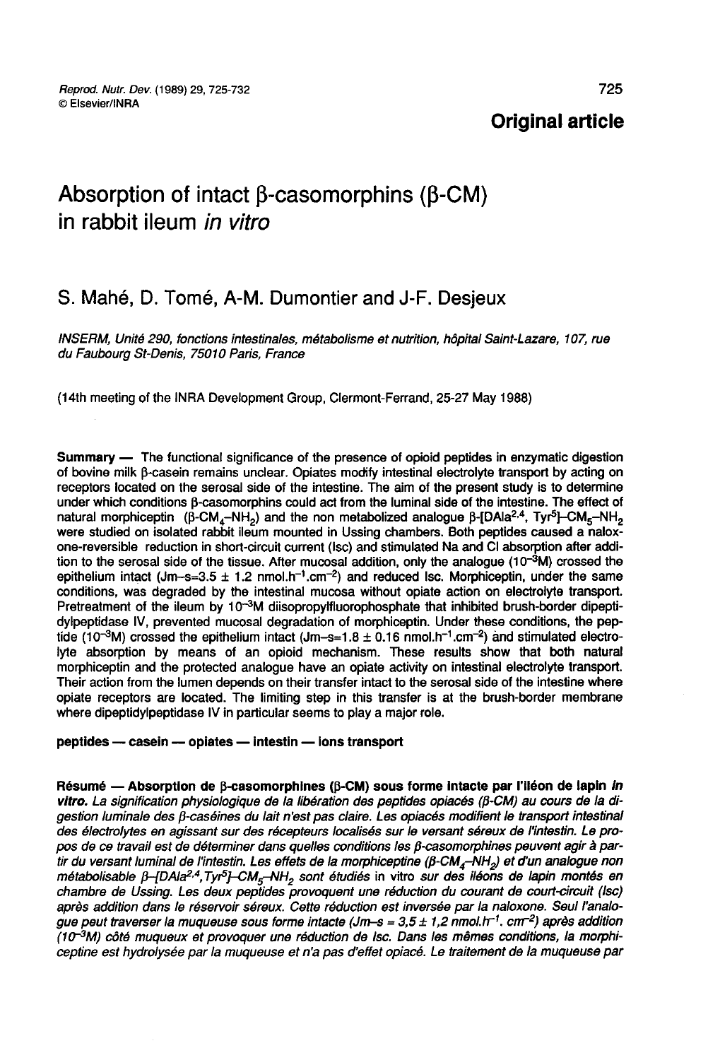**Original article**

# Absorption of intact β-casomorphins (β-CM) in rabbit ileum *in vitro*

S. Mahé, D. Tomé, A-M. Dumontier and J-F. Desjeux

*INSERM, Unité 290, fonctions intestinales, métabolisme et nutrition, hôpital Saint-Lazare, 107, rue du Faubourg St-Denis, 75010 Paris, France*

(14th meeting of the INRA Development Group, Clermont-Ferrand, 25-27 May 1988)

**Summary** — The functional significance of the presence of opioid peptides in enzymatic digestion of bovine milk β-casein remains unclear. Opiates modify intestinal electrolyte transport by acting on receptors located on the serosal side of the intestine. The aim of the present study is to determine under which conditions β-casomorphins could act from the luminal side of the intestine. The effect of natural morphiceptin (β-$CM_4$–$NH_2$) and the non metabolized analogue β-[DAla[2,4], Tyr[5]]–$CM_5$–$NH_2$ were studied on isolated rabbit ileum mounted in Ussing chambers. Both peptides caused a naloxone-reversible reduction in short-circuit current (Isc) and stimulated Na and Cl absorption after addition to the serosal side of the tissue. After mucosal addition, only the analogue ($10^{-3}$M) crossed the epithelium intact (Jm–s=3.5 ± 1.2 nmol.$h^{-1}$.$cm^{-2}$) and reduced Isc. Morphiceptin, under the same conditions, was degraded by the intestinal mucosa without opiate action on electrolyte transport. Pretreatment of the ileum by $10^{-3}$M diisopropylfluorophosphate that inhibited brush-border dipeptidylpeptidase IV, prevented mucosal degradation of morphiceptin. Under these conditions, the peptide ($10^{-3}$M) crossed the epithelium intact (Jm–s=1.8 ± 0.16 nmol.$h^{-1}$.$cm^{-2}$) and stimulated electrolyte absorption by means of an opioid mechanism. These results show that both natural morphiceptin and the protected analogue have an opiate activity on intestinal electrolyte transport. Their action from the lumen depends on their transfer intact to the serosal side of the intestine where opiate receptors are located. The limiting step in this transfer is at the brush-border membrane where dipeptidylpeptidase IV in particular seems to play a major role.

**peptides — casein — opiates — intestin — ions transport**

**Résumé — Absorption de β-casomorphines (β-CM) sous forme intacte par l'iléon de lapin *in vitro*.** *La signification physiologique de la libération des peptides opiacés (β-CM) au cours de la digestion luminale des β-caséines du lait n'est pas claire. Les opiacés modifient le transport intestinal des électrolytes en agissant sur des récepteurs localisés sur le versant séreux de l'intestin. Le propos de ce travail est de déterminer dans quelles conditions les β-casomorphines peuvent agir à partir du versant luminal de l'intestin. Les effets de la morphiceptine (β-$CM_4$–$NH_2$) et d'un analogue non métabolisable β–[DAla[2,4], Tyr[5]]–$CM_5$–$NH_2$ sont étudiés* in vitro *sur des iléons de lapin montés en chambre de Ussing. Les deux peptides provoquent une réduction du courant de court-circuit (Isc) après addition dans le réservoir séreux. Cette réduction est inversée par la naloxone. Seul l'analogue peut traverser la muqueuse sous forme intacte (Jm–s = 3,5 ± 1,2 nmol.$h^{-1}$. $cm^{-2}$) après addition ($10^{-3}$M) côté muqueux et provoquer une réduction de Isc. Dans les mêmes conditions, la morphiceptine est hydrolysée par la muqueuse et n'a pas d'effet opiacé. Le traitement de la muqueuse par*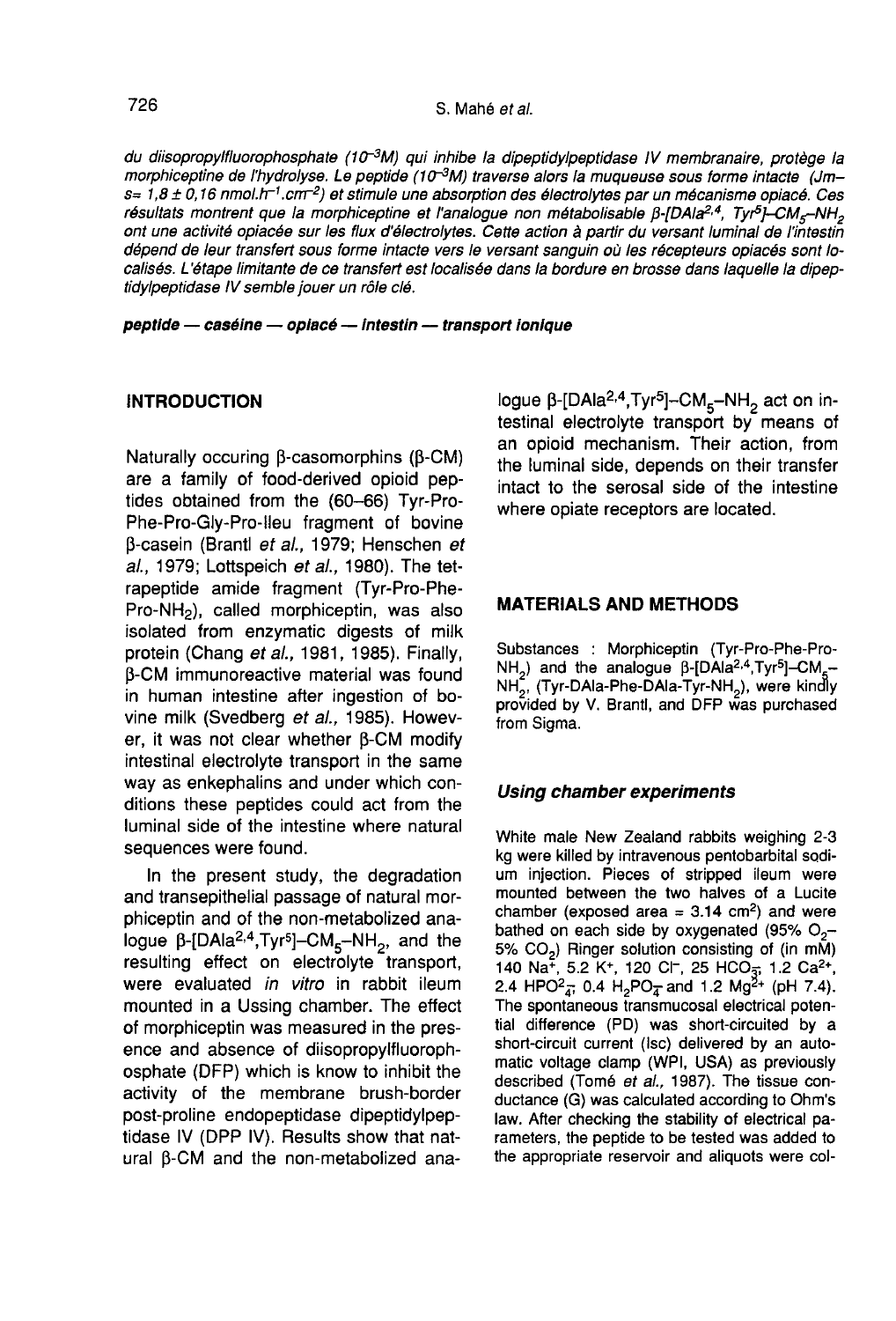*du diisopropylfluorophosphate ($10^{-3}$M) qui inhibe la dipeptidylpeptidase IV membranaire, protège la morphiceptine de l'hydrolyse. Le peptide ($10^{-3}$M) traverse alors la muqueuse sous forme intacte (Jm–s= 1,8 ± 0,16 nmol.$h^{-1}$.$cm^{-2}$) et stimule une absorption des électrolytes par un mécanisme opiacé. Ces résultats montrent que la morphiceptine et l'analogue non métabolisable β-[DAla$^{2,4}$, Tyr$^5$]–$CM_5$–$NH_2$ ont une activité opiacée sur les flux d'électrolytes. Cette action à partir du versant luminal de l'intestin dépend de leur transfert sous forme intacte vers le versant sanguin où les récepteurs opiacés sont localisés. L'étape limitante de ce transfert est localisée dans la bordure en brosse dans laquelle la dipeptidylpeptidase IV semble jouer un rôle clé.*

***peptide — caséine — opiacé — intestin — transport ionique***

## INTRODUCTION

Naturally occuring β-casomorphins (β-CM) are a family of food-derived opioid peptides obtained from the (60–66) Tyr-Pro-Phe-Pro-Gly-Pro-Ileu fragment of bovine β-casein (Brantl *et al.*, 1979; Henschen *et al.*, 1979; Lottspeich *et al.*, 1980). The tetrapeptide amide fragment (Tyr-Pro-Phe-Pro-$NH_2$), called morphiceptin, was also isolated from enzymatic digests of milk protein (Chang *et al.*, 1981, 1985). Finally, β-CM immunoreactive material was found in human intestine after ingestion of bovine milk (Svedberg *et al.*, 1985). However, it was not clear whether β-CM modify intestinal electrolyte transport in the same way as enkephalins and under which conditions these peptides could act from the luminal side of the intestine where natural sequences were found.

In the present study, the degradation and transepithelial passage of natural morphiceptin and of the non-metabolized analogue β-[DAla$^{2,4}$,Tyr$^5$]–$CM_5$–$NH_2$, and the resulting effect on electrolyte transport, were evaluated *in vitro* in rabbit ileum mounted in a Ussing chamber. The effect of morphiceptin was measured in the presence and absence of diisopropylfluorophosphate (DFP) which is know to inhibit the activity of the membrane brush-border post-proline endopeptidase dipeptidylpeptidase IV (DPP IV). Results show that natural β-CM and the non-metabolized analogue β-[DAla$^{2,4}$,Tyr$^5$]–$CM_5$–$NH_2$ act on intestinal electrolyte transport by means of an opioid mechanism. Their action, from the luminal side, depends on their transfer intact to the serosal side of the intestine where opiate receptors are located.

## MATERIALS AND METHODS

Substances : Morphiceptin (Tyr-Pro-Phe-Pro-$NH_2$) and the analogue β-[DAla$^{2,4}$,Tyr$^5$]–$CM_5$–$NH_2$, (Tyr-DAla-Phe-DAla-Tyr-$NH_2$), were kindly provided by V. Brantl, and DFP was purchased from Sigma.

### *Using chamber experiments*

White male New Zealand rabbits weighing 2-3 kg were killed by intravenous pentobarbital sodium injection. Pieces of stripped ileum were mounted between the two halves of a Lucite chamber (exposed area = 3.14 $cm^2$) and were bathed on each side by oxygenated (95% $O_2$–5% $CO_2$) Ringer solution consisting of (in mM) 140 $Na^+$, 5.2 $K^+$, 120 $Cl^-$, 25 $HCO_3^-$, 1.2 $Ca^{2+}$, 2.4 $HPO_4^{2-}$, 0.4 $H_2PO_4^-$ and 1.2 $Mg^{2+}$ (pH 7.4). The spontaneous transmucosal electrical potential difference (PD) was short-circuited by a short-circuit current (Isc) delivered by an automatic voltage clamp (WPI, USA) as previously described (Tomé *et al.*, 1987). The tissue conductance (G) was calculated according to Ohm's law. After checking the stability of electrical parameters, the peptide to be tested was added to the appropriate reservoir and aliquots were col-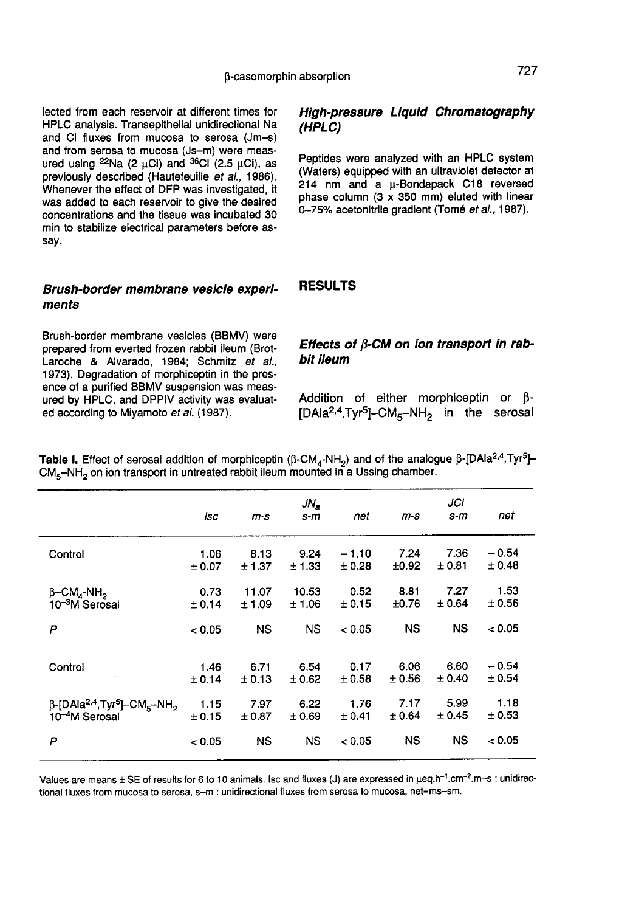lected from each reservoir at different times for HPLC analysis. Transepithelial unidirectional Na and Cl fluxes from mucosa to serosa (Jm–s) and from serosa to mucosa (Js–m) were measured using $^{22}Na$ (2 μCi) and $^{36}Cl$ (2.5 μCi), as previously described (Hautefeuille *et al.*, 1986). Whenever the effect of DFP was investigated, it was added to each reservoir to give the desired concentrations and the tissue was incubated 30 min to stabilize electrical parameters before assay.

### Brush-border membrane vesicle experiments

Brush-border membrane vesicles (BBMV) were prepared from everted frozen rabbit ileum (Brot-Laroche & Alvarado, 1984; Schmitz *et al.*, 1973). Degradation of morphiceptin in the presence of a purified BBMV suspension was measured by HPLC, and DPPIV activity was evaluated according to Miyamoto *et al.* (1987).

### High-pressure Liquid Chromatography (HPLC)

Peptides were analyzed with an HPLC system (Waters) equipped with an ultraviolet detector at 214 nm and a μ-Bondapack C18 reversed phase column (3 x 350 mm) eluted with linear 0–75% acetonitrile gradient (Tomé *et al.*, 1987).

## RESULTS

### Effects of β-CM on ion transport in rabbit ileum

Addition of either morphiceptin or β-[DAla$^{2,4}$,Tyr$^{5}$]–CM$_5$–NH$_2$ in the serosal

**Table I.** Effect of serosal addition of morphiceptin (β-CM$_4$-NH$_2$) and of the analogue β-[DAla$^{2,4}$,Tyr$^{5}$]–CM$_5$–NH$_2$ on ion transport in untreated rabbit ileum mounted in a Ussing chamber.

| | | $JNa$ | | | $JCl$ | | |
|---|---|---|---|---|---|---|---|
| | Isc | m-s | s-m | net | m-s | s-m | net |
| Control | 1.06 ± 0.07 | 8.13 ± 1.37 | 9.24 ± 1.33 | −1.10 ± 0.28 | 7.24 ±0.92 | 7.36 ± 0.81 | −0.54 ± 0.48 |
| β–CM$_4$-NH$_2$ 10$^{-3}$M Serosal | 0.73 ± 0.14 | 11.07 ± 1.09 | 10.53 ± 1.06 | 0.52 ± 0.15 | 8.81 ±0.76 | 7.27 ± 0.64 | 1.53 ± 0.56 |
| *P* | < 0.05 | NS | NS | < 0.05 | NS | NS | < 0.05 |
| Control | 1.46 ± 0.14 | 6.71 ± 0.13 | 6.54 ± 0.62 | 0.17 ± 0.58 | 6.06 ± 0.56 | 6.60 ± 0.40 | −0.54 ± 0.54 |
| β-[DAla$^{2,4}$,Tyr$^{5}$]–CM$_5$–NH$_2$ 10$^{-4}$M Serosal | 1.15 ± 0.15 | 7.97 ± 0.87 | 6.22 ± 0.69 | 1.76 ± 0.41 | 7.17 ± 0.64 | 5.99 ± 0.45 | 1.18 ± 0.53 |
| *P* | < 0.05 | NS | NS | < 0.05 | NS | NS | < 0.05 |

Values are means ± SE of results for 6 to 10 animals. Isc and fluxes (J) are expressed in μeq.h$^{-1}$.cm$^{-2}$.m–s : unidirectional fluxes from mucosa to serosa, s–m : unidirectional fluxes from serosa to mucosa, net=ms–sm.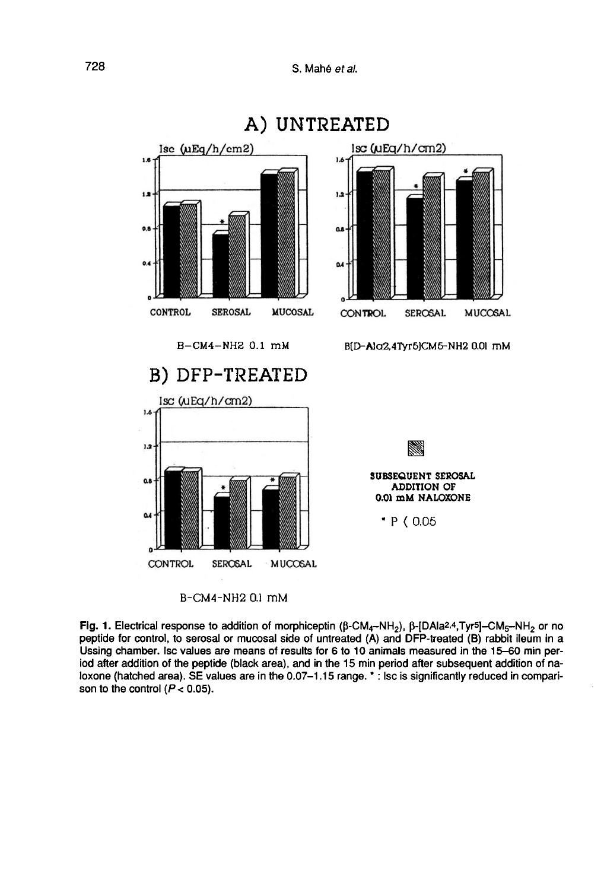# A) UNTREATED

Isc (μEq/h/cm2)

CONTROL SEROSAL MUCOSAL

B-CM4-NH2 0.1 mM

Isc (μEq/h/cm2)

CONTROL SEROSAL MUCOSAL

B[D-Ala2,4Tyr5]CM5-NH2 0.01 mM

# B) DFP-TREATED

Isc (μEq/h/cm2)

CONTROL SEROSAL MUCOSAL

B-CM4-NH2 0.1 mM

SUBSEQUENT SEROSAL ADDITION OF 0.01 mM NALOXONE

* P ( 0.05

**Fig. 1.** Electrical response to addition of morphiceptin (β-$CM_4$–$NH_2$), β-[DAla[2,4],Tyr[5]]–$CM_5$–$NH_2$ or no peptide for control, to serosal or mucosal side of untreated (A) and DFP-treated (B) rabbit ileum in a Ussing chamber. Isc values are means of results for 6 to 10 animals measured in the 15–60 min period after addition of the peptide (black area), and in the 15 min period after subsequent addition of naloxone (hatched area). SE values are in the 0.07–1.15 range. * : Isc is significantly reduced in comparison to the control ($P < 0.05$).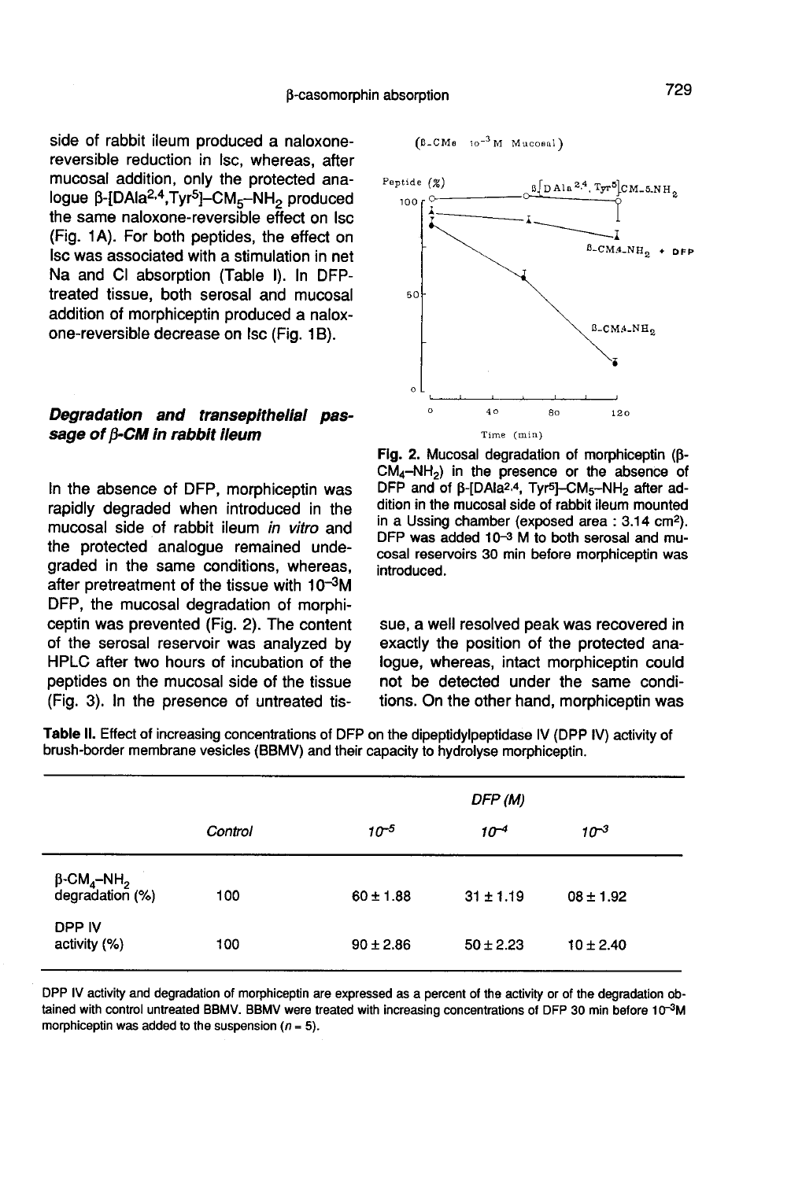side of rabbit ileum produced a naloxone-reversible reduction in Isc, whereas, after mucosal addition, only the protected analogue β-[DAla$^{2,4}$,Tyr$^{5}$]–$CM_5$–$NH_2$ produced the same naloxone-reversible effect on Isc (Fig. 1A). For both peptides, the effect on Isc was associated with a stimulation in net Na and Cl absorption (Table I). In DFP-treated tissue, both serosal and mucosal addition of morphiceptin produced a naloxone-reversible decrease on Isc (Fig. 1B).

### *Degradation and transepithelial passage of β-CM in rabbit ileum*

In the absence of DFP, morphiceptin was rapidly degraded when introduced in the mucosal side of rabbit ileum *in vitro* and the protected analogue remained undegraded in the same conditions, whereas, after pretreatment of the tissue with $10^{-3}$M DFP, the mucosal degradation of morphiceptin was prevented (Fig. 2). The content of the serosal reservoir was analyzed by HPLC after two hours of incubation of the peptides on the mucosal side of the tissue (Fig. 3). In the presence of untreated tissue, a well resolved peak was recovered in exactly the position of the protected analogue, whereas, intact morphiceptin could not be detected under the same conditions. On the other hand, morphiceptin was

**Fig. 2.** Mucosal degradation of morphiceptin (β-$CM_4$–$NH_2$) in the presence or the absence of DFP and of β-[DAla$^{2,4}$, Tyr$^{5}$]–$CM_5$–$NH_2$ after addition in the mucosal side of rabbit ileum mounted in a Ussing chamber (exposed area : 3.14 $cm^2$). DFP was added $10^{-3}$ M to both serosal and mucosal reservoirs 30 min before morphiceptin was introduced.

**Table II.** Effect of increasing concentrations of DFP on the dipeptidylpeptidase IV (DPP IV) activity of brush-border membrane vesicles (BBMV) and their capacity to hydrolyse morphiceptin.

| | *Control* | *DFP (M)* | | |
|---|---|---|---|---|
| | | *$10^{-5}$* | *$10^{-4}$* | *$10^{-3}$* |
| β-$CM_4$–$NH_2$ degradation (%) | 100 | 60 ± 1.88 | 31 ± 1.19 | 08 ± 1.92 |
| DPP IV activity (%) | 100 | 90 ± 2.86 | 50 ± 2.23 | 10 ± 2.40 |

DPP IV activity and degradation of morphiceptin are expressed as a percent of the activity or of the degradation obtained with control untreated BBMV. BBMV were treated with increasing concentrations of DFP 30 min before $10^{-3}$M morphiceptin was added to the suspension ($n$ = 5).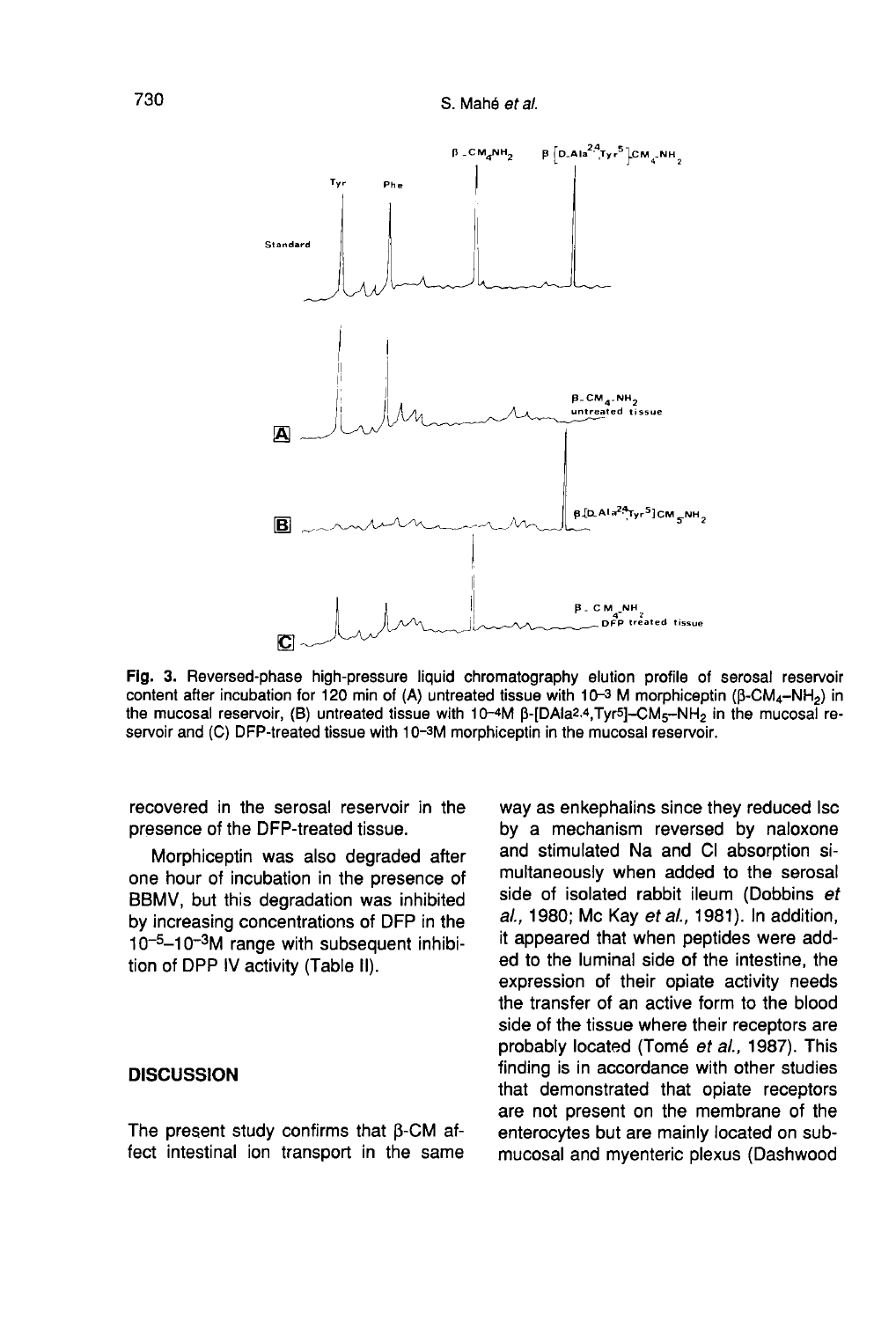**Fig. 3.** Reversed-phase high-pressure liquid chromatography elution profile of serosal reservoir content after incubation for 120 min of (A) untreated tissue with $10^{-3}$ M morphiceptin (β-$CM_4$–$NH_2$) in the mucosal reservoir, (B) untreated tissue with $10^{-4}$M β-[DAla$^{2,4}$,Tyr$^5$]–$CM_5$–$NH_2$ in the mucosal reservoir and (C) DFP-treated tissue with $10^{-3}$M morphiceptin in the mucosal reservoir.

recovered in the serosal reservoir in the presence of the DFP-treated tissue.

Morphiceptin was also degraded after one hour of incubation in the presence of BBMV, but this degradation was inhibited by increasing concentrations of DFP in the $10^{-5}$–$10^{-3}$M range with subsequent inhibition of DPP IV activity (Table II).

## DISCUSSION

The present study confirms that β-CM affect intestinal ion transport in the same way as enkephalins since they reduced Isc by a mechanism reversed by naloxone and stimulated Na and Cl absorption simultaneously when added to the serosal side of isolated rabbit ileum (Dobbins *et al.*, 1980; Mc Kay *et al.*, 1981). In addition, it appeared that when peptides were added to the luminal side of the intestine, the expression of their opiate activity needs the transfer of an active form to the blood side of the tissue where their receptors are probably located (Tomé *et al.*, 1987). This finding is in accordance with other studies that demonstrated that opiate receptors are not present on the membrane of the enterocytes but are mainly located on submucosal and myenteric plexus (Dashwood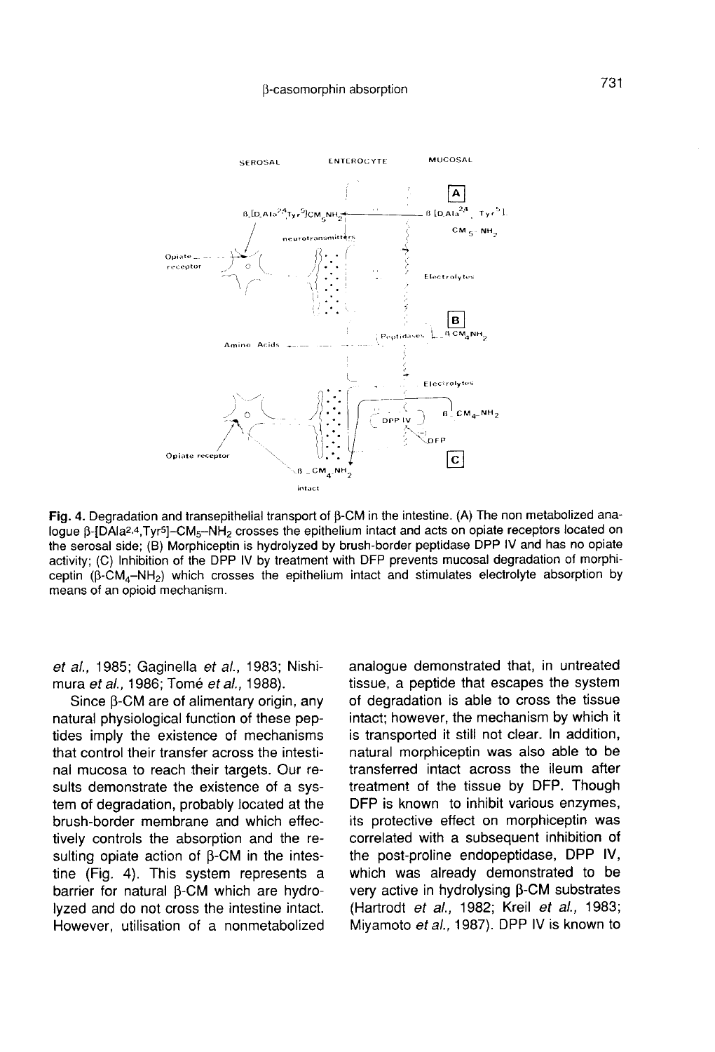Fig. 4. Degradation and transepithelial transport of β-CM in the intestine. (A) The non metabolized analogue β-[DAla$^{2,4}$,Tyr$^{5}$]–$CM_5$–$NH_2$ crosses the epithelium intact and acts on opiate receptors located on the serosal side; (B) Morphiceptin is hydrolyzed by brush-border peptidase DPP IV and has no opiate activity; (C) Inhibition of the DPP IV by treatment with DFP prevents mucosal degradation of morphiceptin (β-$CM_4$–$NH_2$) which crosses the epithelium intact and stimulates electrolyte absorption by means of an opioid mechanism.

*et al.*, 1985; Gaginella *et al.*, 1983; Nishimura *et al.*, 1986; Tomé *et al.*, 1988).

Since β-CM are of alimentary origin, any natural physiological function of these peptides imply the existence of mechanisms that control their transfer across the intestinal mucosa to reach their targets. Our results demonstrate the existence of a system of degradation, probably located at the brush-border membrane and which effectively controls the absorption and the resulting opiate action of β-CM in the intestine (Fig. 4). This system represents a barrier for natural β-CM which are hydrolyzed and do not cross the intestine intact. However, utilisation of a nonmetabolized analogue demonstrated that, in untreated tissue, a peptide that escapes the system of degradation is able to cross the tissue intact; however, the mechanism by which it is transported it still not clear. In addition, natural morphiceptin was also able to be transferred intact across the ileum after treatment of the tissue by DFP. Though DFP is known to inhibit various enzymes, its protective effect on morphiceptin was correlated with a subsequent inhibition of the post-proline endopeptidase, DPP IV, which was already demonstrated to be very active in hydrolysing β-CM substrates (Hartrodt *et al.*, 1982; Kreil *et al.*, 1983; Miyamoto *et al.*, 1987). DPP IV is known to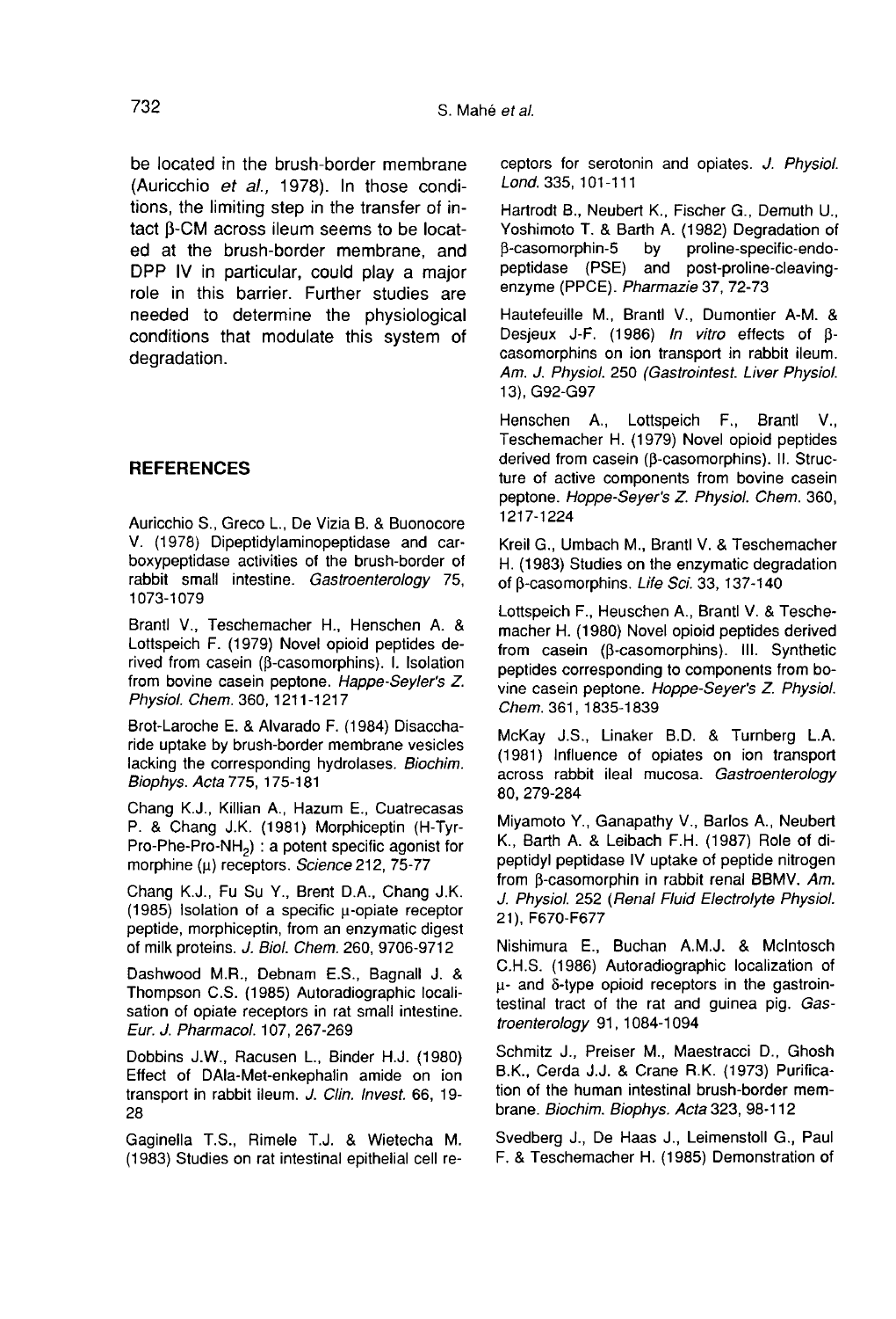be located in the brush-border membrane (Auricchio *et al.,* 1978). In those conditions, the limiting step in the transfer of intact β-CM across ileum seems to be located at the brush-border membrane, and DPP IV in particular, could play a major role in this barrier. Further studies are needed to determine the physiological conditions that modulate this system of degradation.

## REFERENCES

Auricchio S., Greco L., De Vizia B. & Buonocore V. (1978) Dipeptidylaminopeptidase and carboxypeptidase activities of the brush-border of rabbit small intestine. *Gastroenterology* 75, 1073-1079

Brantl V., Teschemacher H., Henschen A. & Lottspeich F. (1979) Novel opioid peptides derived from casein (β-casomorphins). I. Isolation from bovine casein peptone. *Happe-Seyler's Z. Physiol. Chem.* 360, 1211-1217

Brot-Laroche E. & Alvarado F. (1984) Disaccharide uptake by brush-border membrane vesicles lacking the corresponding hydrolases. *Biochim. Biophys. Acta* 775, 175-181

Chang K.J., Killian A., Hazum E., Cuatrecasas P. & Chang J.K. (1981) Morphiceptin (H-Tyr-Pro-Phe-Pro-$NH_2$) : a potent specific agonist for morphine (μ) receptors. *Science* 212, 75-77

Chang K.J., Fu Su Y., Brent D.A., Chang J.K. (1985) Isolation of a specific μ-opiate receptor peptide, morphiceptin, from an enzymatic digest of milk proteins. *J. Biol. Chem.* 260, 9706-9712

Dashwood M.R., Debnam E.S., Bagnall J. & Thompson C.S. (1985) Autoradiographic localisation of opiate receptors in rat small intestine. *Eur. J. Pharmacol.* 107, 267-269

Dobbins J.W., Racusen L., Binder H.J. (1980) Effect of DAla-Met-enkephalin amide on ion transport in rabbit ileum. *J. Clin. Invest.* 66, 19-28

Gaginella T.S., Rimele T.J. & Wietecha M. (1983) Studies on rat intestinal epithelial cell receptors for serotonin and opiates. *J. Physiol. Lond.* 335, 101-111

Hartrodt B., Neubert K., Fischer G., Demuth U., Yoshimoto T. & Barth A. (1982) Degradation of β-casomorphin-5 by proline-specific-endopeptidase (PSE) and post-proline-cleaving-enzyme (PPCE). *Pharmazie* 37, 72-73

Hautefeuille M., Brantl V., Dumontier A-M. & Desjeux J-F. (1986) *In vitro* effects of β-casomorphins on ion transport in rabbit ileum. *Am. J. Physiol.* 250 *(Gastrointest. Liver Physiol.* 13), G92-G97

Henschen A., Lottspeich F., Brantl V., Teschemacher H. (1979) Novel opioid peptides derived from casein (β-casomorphins). II. Structure of active components from bovine casein peptone. *Hoppe-Seyer's Z. Physiol. Chem.* 360, 1217-1224

Kreil G., Umbach M., Brantl V. & Teschemacher H. (1983) Studies on the enzymatic degradation of β-casomorphins. *Life Sci.* 33, 137-140

Lottspeich F., Heuschen A., Brantl V. & Teschemacher H. (1980) Novel opioid peptides derived from casein (β-casomorphins). III. Synthetic peptides corresponding to components from bovine casein peptone. *Hoppe-Seyer's Z. Physiol. Chem.* 361, 1835-1839

McKay J.S., Linaker B.D. & Turnberg L.A. (1981) Influence of opiates on ion transport across rabbit ileal mucosa. *Gastroenterology* 80, 279-284

Miyamoto Y., Ganapathy V., Barlos A., Neubert K., Barth A. & Leibach F.H. (1987) Role of dipeptidyl peptidase IV uptake of peptide nitrogen from β-casomorphin in rabbit renal BBMV. *Am. J. Physiol.* 252 (*Renal Fluid Electrolyte Physiol.* 21), F670-F677

Nishimura E., Buchan A.M.J. & McIntosch C.H.S. (1986) Autoradiographic localization of μ- and δ-type opioid receptors in the gastrointestinal tract of the rat and guinea pig. *Gastroenterology* 91, 1084-1094

Schmitz J., Preiser M., Maestracci D., Ghosh B.K., Cerda J.J. & Crane R.K. (1973) Purification of the human intestinal brush-border membrane. *Biochim. Biophys. Acta* 323, 98-112

Svedberg J., De Haas J., Leimenstoll G., Paul F. & Teschemacher H. (1985) Demonstration of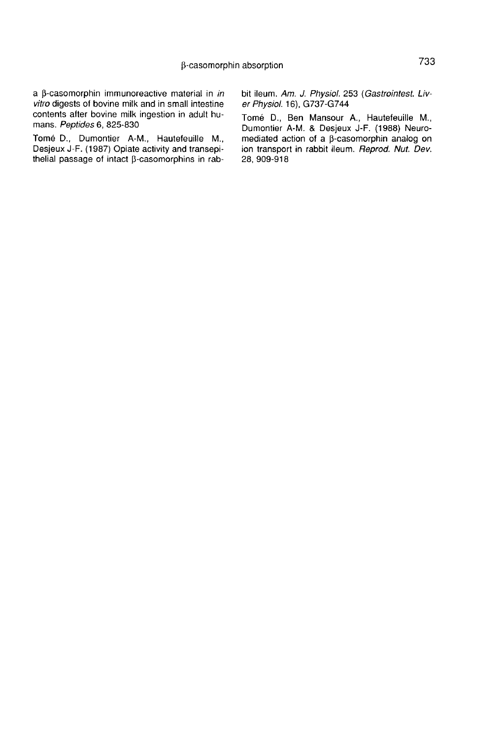a β-casomorphin immunoreactive material in *in vitro* digests of bovine milk and in small intestine contents after bovine milk ingestion in adult humans. *Peptides* 6, 825-830

Tomé D., Dumontier A-M., Hautefeuille M., Desjeux J-F. (1987) Opiate activity and transepithelial passage of intact β-casomorphins in rabbit ileum. *Am. J. Physiol.* 253 (*Gastrointest. Liver Physiol.* 16), G737-G744

Tomé D., Ben Mansour A., Hautefeuille M., Dumontier A-M. & Desjeux J-F. (1988) Neuromediated action of a β-casomorphin analog on ion transport in rabbit ileum. *Reprod. Nut. Dev.* 28, 909-918